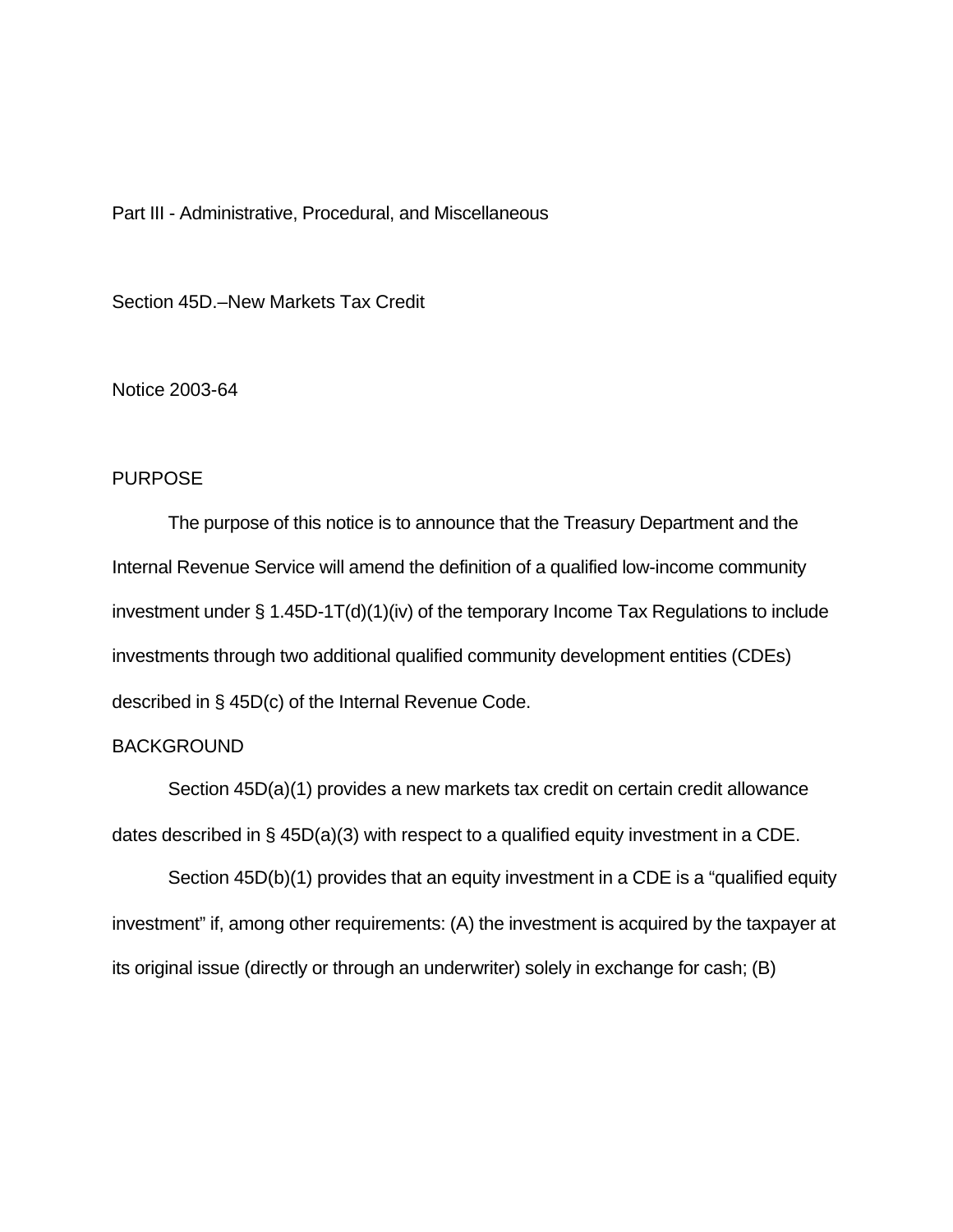Part III - Administrative, Procedural, and Miscellaneous

Section 45D.–New Markets Tax Credit

Notice 2003-64

## PURPOSE

The purpose of this notice is to announce that the Treasury Department and the Internal Revenue Service will amend the definition of a qualified low-income community investment under § 1.45D-1T(d)(1)(iv) of the temporary Income Tax Regulations to include investments through two additional qualified community development entities (CDEs) described in § 45D(c) of the Internal Revenue Code.

## BACKGROUND

Section 45D(a)(1) provides a new markets tax credit on certain credit allowance dates described in § 45D(a)(3) with respect to a qualified equity investment in a CDE.

Section 45D(b)(1) provides that an equity investment in a CDE is a "qualified equity investment" if, among other requirements: (A) the investment is acquired by the taxpayer at its original issue (directly or through an underwriter) solely in exchange for cash; (B)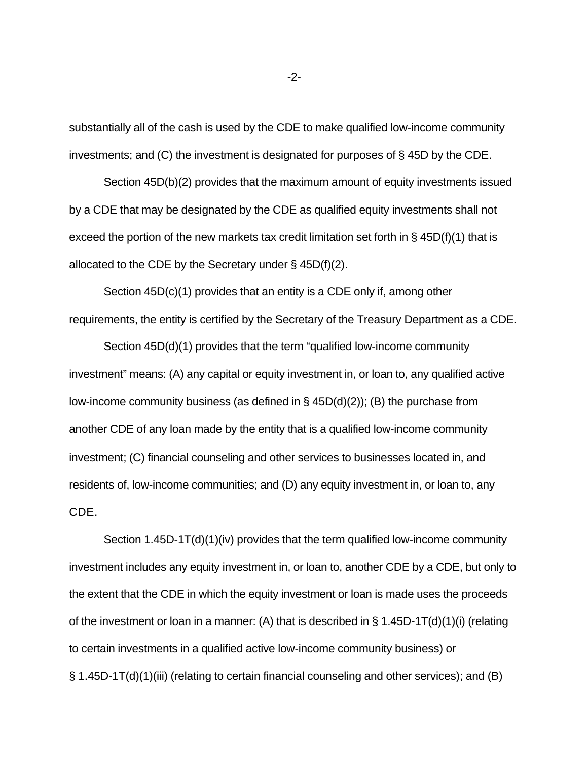substantially all of the cash is used by the CDE to make qualified low-income community investments; and (C) the investment is designated for purposes of § 45D by the CDE.

Section 45D(b)(2) provides that the maximum amount of equity investments issued by a CDE that may be designated by the CDE as qualified equity investments shall not exceed the portion of the new markets tax credit limitation set forth in § 45D(f)(1) that is allocated to the CDE by the Secretary under § 45D(f)(2).

Section 45D(c)(1) provides that an entity is a CDE only if, among other requirements, the entity is certified by the Secretary of the Treasury Department as a CDE.

Section 45D(d)(1) provides that the term "qualified low-income community investment" means: (A) any capital or equity investment in, or loan to, any qualified active low-income community business (as defined in § 45D(d)(2)); (B) the purchase from another CDE of any loan made by the entity that is a qualified low-income community investment; (C) financial counseling and other services to businesses located in, and residents of, low-income communities; and (D) any equity investment in, or loan to, any CDE.

Section 1.45D-1T(d)(1)(iv) provides that the term qualified low-income community investment includes any equity investment in, or loan to, another CDE by a CDE, but only to the extent that the CDE in which the equity investment or loan is made uses the proceeds of the investment or loan in a manner: (A) that is described in § 1.45D-1T(d)(1)(i) (relating to certain investments in a qualified active low-income community business) or § 1.45D-1T(d)(1)(iii) (relating to certain financial counseling and other services); and (B)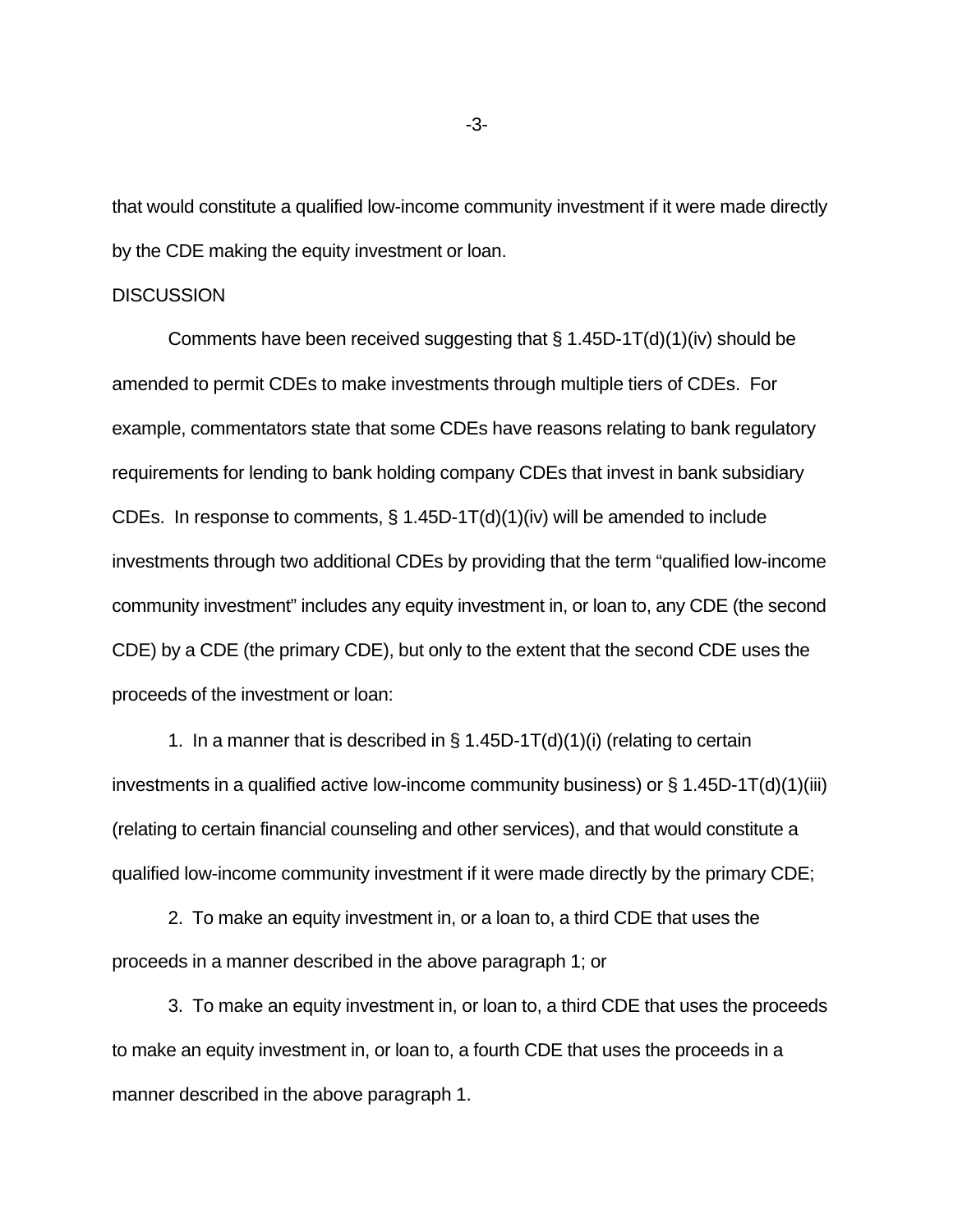that would constitute a qualified low-income community investment if it were made directly by the CDE making the equity investment or loan.

DISCUSSION

Comments have been received suggesting that § 1.45D-1T(d)(1)(iv) should be amended to permit CDEs to make investments through multiple tiers of CDEs. For example, commentators state that some CDEs have reasons relating to bank regulatory requirements for lending to bank holding company CDEs that invest in bank subsidiary CDEs. In response to comments, § 1.45D-1T(d)(1)(iv) will be amended to include investments through two additional CDEs by providing that the term "qualified low-income community investment" includes any equity investment in, or loan to, any CDE (the second CDE) by a CDE (the primary CDE), but only to the extent that the second CDE uses the proceeds of the investment or loan:

1. In a manner that is described in § 1.45D-1T(d)(1)(i) (relating to certain investments in a qualified active low-income community business) or § 1.45D-1T(d)(1)(iii) (relating to certain financial counseling and other services), and that would constitute a qualified low-income community investment if it were made directly by the primary CDE;

2. To make an equity investment in, or a loan to, a third CDE that uses the proceeds in a manner described in the above paragraph 1; or

3. To make an equity investment in, or loan to, a third CDE that uses the proceeds to make an equity investment in, or loan to, a fourth CDE that uses the proceeds in a manner described in the above paragraph 1.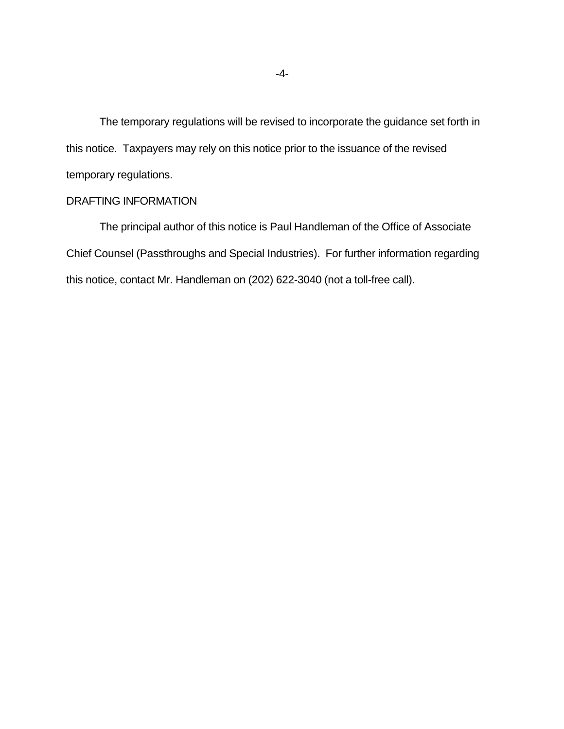The temporary regulations will be revised to incorporate the guidance set forth in this notice. Taxpayers may rely on this notice prior to the issuance of the revised temporary regulations.

DRAFTING INFORMATION

The principal author of this notice is Paul Handleman of the Office of Associate Chief Counsel (Passthroughs and Special Industries). For further information regarding this notice, contact Mr. Handleman on (202) 622-3040 (not a toll-free call).